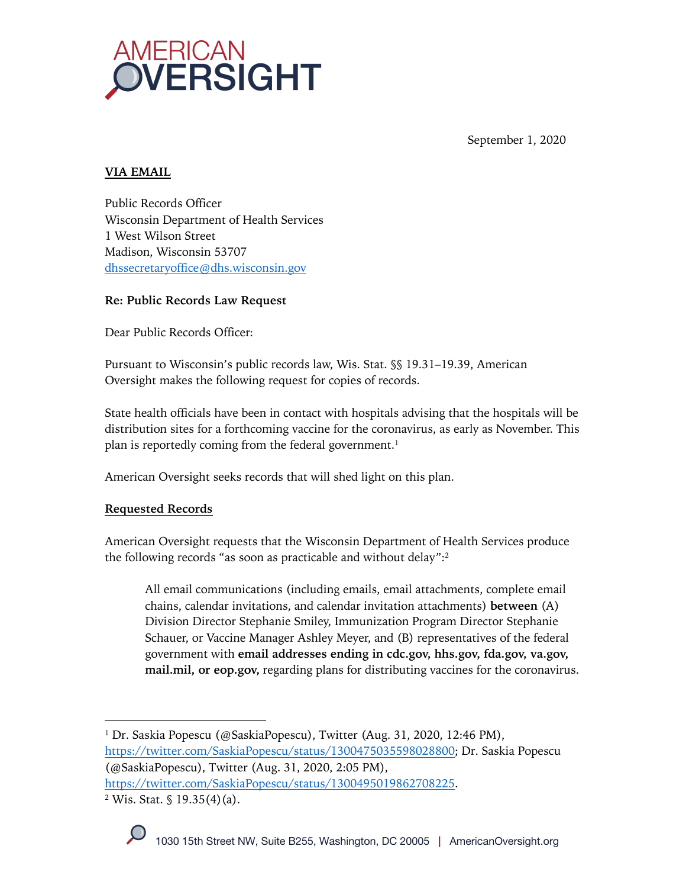AMERICAN OVERSIGHT

September 1, 2020

**VIA EMAIL**

Public Records Officer
Wisconsin Department of Health Services
1 West Wilson Street
Madison, Wisconsin 53707
dhssecretaryoffice@dhs.wisconsin.gov

**Re: Public Records Law Request**

Dear Public Records Officer:

Pursuant to Wisconsin's public records law, Wis. Stat. §§ 19.31–19.39, American Oversight makes the following request for copies of records.

State health officials have been in contact with hospitals advising that the hospitals will be distribution sites for a forthcoming vaccine for the coronavirus, as early as November. This plan is reportedly coming from the federal government.[1]

American Oversight seeks records that will shed light on this plan.

**Requested Records**

American Oversight requests that the Wisconsin Department of Health Services produce the following records "as soon as practicable and without delay":[2]

> All email communications (including emails, email attachments, complete email chains, calendar invitations, and calendar invitation attachments) **between** (A) Division Director Stephanie Smiley, Immunization Program Director Stephanie Schauer, or Vaccine Manager Ashley Meyer, and (B) representatives of the federal government with **email addresses ending in cdc.gov, hhs.gov, fda.gov, va.gov, mail.mil, or eop.gov,** regarding plans for distributing vaccines for the coronavirus.

---

[1] Dr. Saskia Popescu (@SaskiaPopescu), Twitter (Aug. 31, 2020, 12:46 PM), https://twitter.com/SaskiaPopescu/status/1300475035598028800; Dr. Saskia Popescu (@SaskiaPopescu), Twitter (Aug. 31, 2020, 2:05 PM), https://twitter.com/SaskiaPopescu/status/1300495019862708225.

[2] Wis. Stat. § 19.35(4)(a).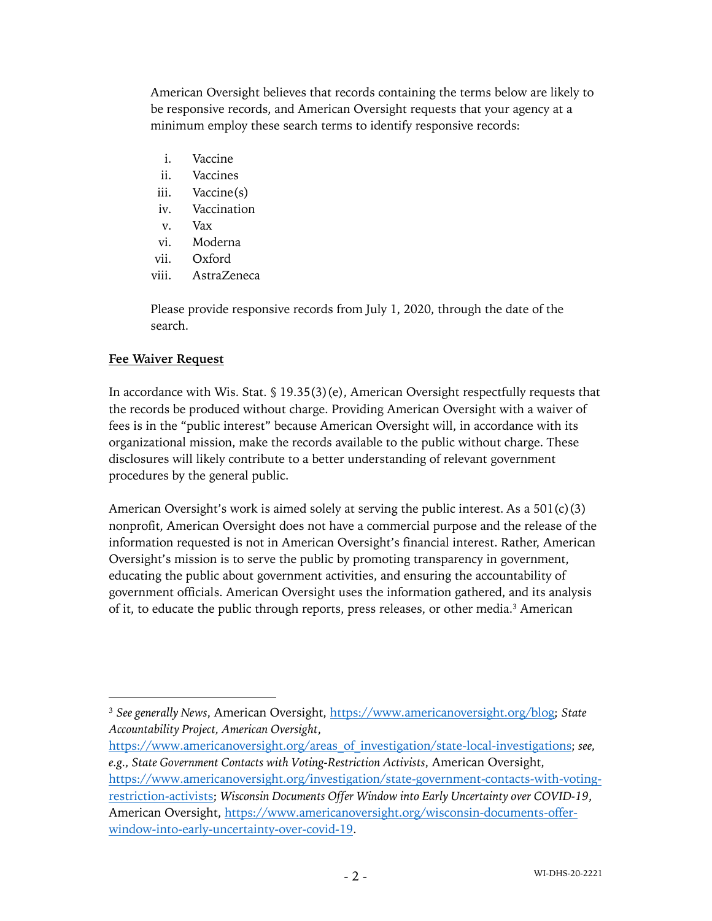American Oversight believes that records containing the terms below are likely to be responsive records, and American Oversight requests that your agency at a minimum employ these search terms to identify responsive records:

i. Vaccine
ii. Vaccines
iii. Vaccine(s)
iv. Vaccination
v. Vax
vi. Moderna
vii. Oxford
viii. AstraZeneca

Please provide responsive records from July 1, 2020, through the date of the search.

**Fee Waiver Request**

In accordance with Wis. Stat. § 19.35(3)(e), American Oversight respectfully requests that the records be produced without charge. Providing American Oversight with a waiver of fees is in the "public interest" because American Oversight will, in accordance with its organizational mission, make the records available to the public without charge. These disclosures will likely contribute to a better understanding of relevant government procedures by the general public.

American Oversight's work is aimed solely at serving the public interest. As a 501(c)(3) nonprofit, American Oversight does not have a commercial purpose and the release of the information requested is not in American Oversight's financial interest. Rather, American Oversight's mission is to serve the public by promoting transparency in government, educating the public about government activities, and ensuring the accountability of government officials. American Oversight uses the information gathered, and its analysis of it, to educate the public through reports, press releases, or other media.[3] American

[3] *See generally News*, American Oversight, https://www.americanoversight.org/blog; *State Accountability Project, American Oversight*, https://www.americanoversight.org/areas_of_investigation/state-local-investigations; *see, e.g.*, *State Government Contacts with Voting-Restriction Activists*, American Oversight, https://www.americanoversight.org/investigation/state-government-contacts-with-voting-restriction-activists; *Wisconsin Documents Offer Window into Early Uncertainty over COVID-19*, American Oversight, https://www.americanoversight.org/wisconsin-documents-offer-window-into-early-uncertainty-over-covid-19.

WI-DHS-20-2221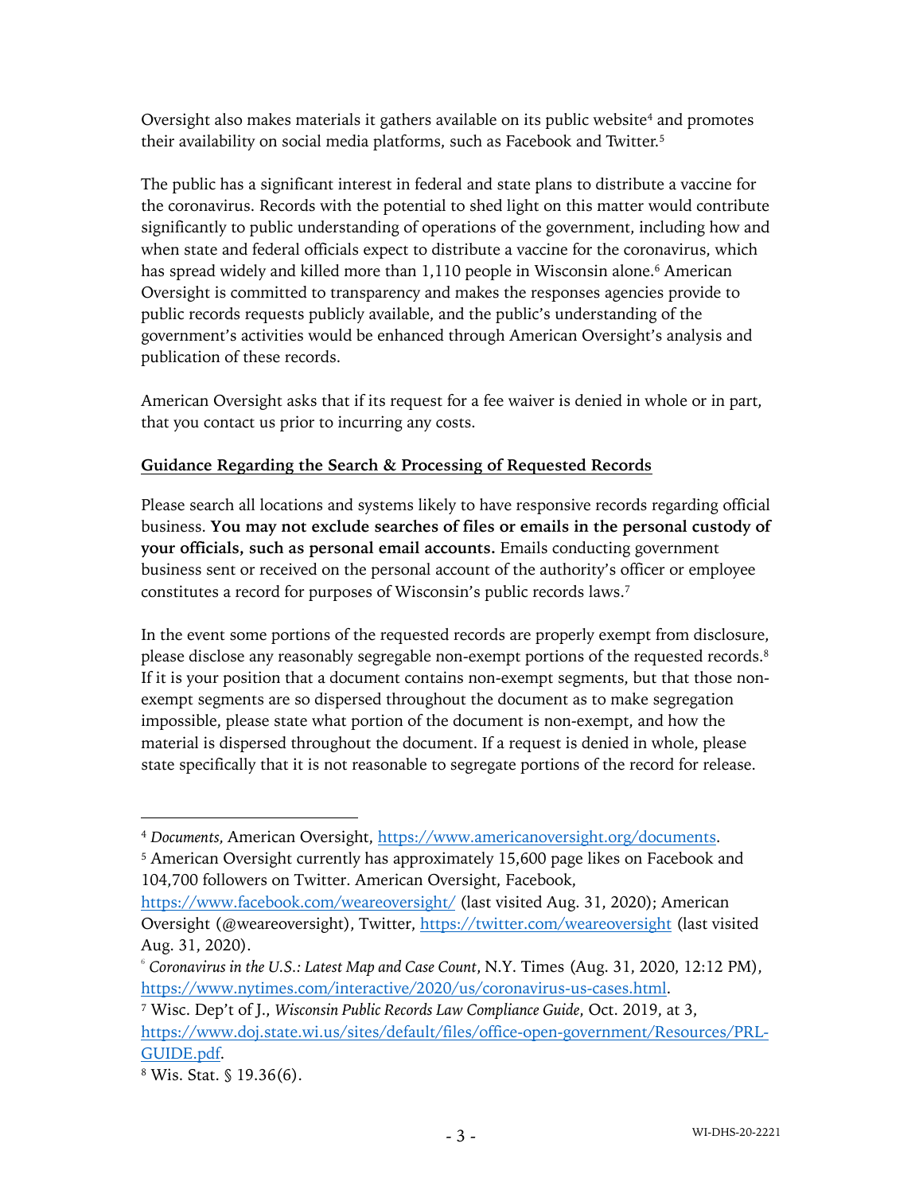Oversight also makes materials it gathers available on its public website[4] and promotes their availability on social media platforms, such as Facebook and Twitter.[5]

The public has a significant interest in federal and state plans to distribute a vaccine for the coronavirus. Records with the potential to shed light on this matter would contribute significantly to public understanding of operations of the government, including how and when state and federal officials expect to distribute a vaccine for the coronavirus, which has spread widely and killed more than 1,110 people in Wisconsin alone.[6] American Oversight is committed to transparency and makes the responses agencies provide to public records requests publicly available, and the public's understanding of the government's activities would be enhanced through American Oversight's analysis and publication of these records.

American Oversight asks that if its request for a fee waiver is denied in whole or in part, that you contact us prior to incurring any costs.

**Guidance Regarding the Search & Processing of Requested Records**

Please search all locations and systems likely to have responsive records regarding official business. **You may not exclude searches of files or emails in the personal custody of your officials, such as personal email accounts.** Emails conducting government business sent or received on the personal account of the authority's officer or employee constitutes a record for purposes of Wisconsin's public records laws.[7]

In the event some portions of the requested records are properly exempt from disclosure, please disclose any reasonably segregable non-exempt portions of the requested records.[8] If it is your position that a document contains non-exempt segments, but that those non-exempt segments are so dispersed throughout the document as to make segregation impossible, please state what portion of the document is non-exempt, and how the material is dispersed throughout the document. If a request is denied in whole, please state specifically that it is not reasonable to segregate portions of the record for release.

---

[4] *Documents*, American Oversight, https://www.americanoversight.org/documents.

[5] American Oversight currently has approximately 15,600 page likes on Facebook and 104,700 followers on Twitter. American Oversight, Facebook, https://www.facebook.com/weareoversight/ (last visited Aug. 31, 2020); American Oversight (@weareoversight), Twitter, https://twitter.com/weareoversight (last visited Aug. 31, 2020).

[6] *Coronavirus in the U.S.: Latest Map and Case Count*, N.Y. Times (Aug. 31, 2020, 12:12 PM), https://www.nytimes.com/interactive/2020/us/coronavirus-us-cases.html.

[7] Wisc. Dep't of J., *Wisconsin Public Records Law Compliance Guide*, Oct. 2019, at 3, https://www.doj.state.wi.us/sites/default/files/office-open-government/Resources/PRL-GUIDE.pdf.

[8] Wis. Stat. § 19.36(6).

WI-DHS-20-2221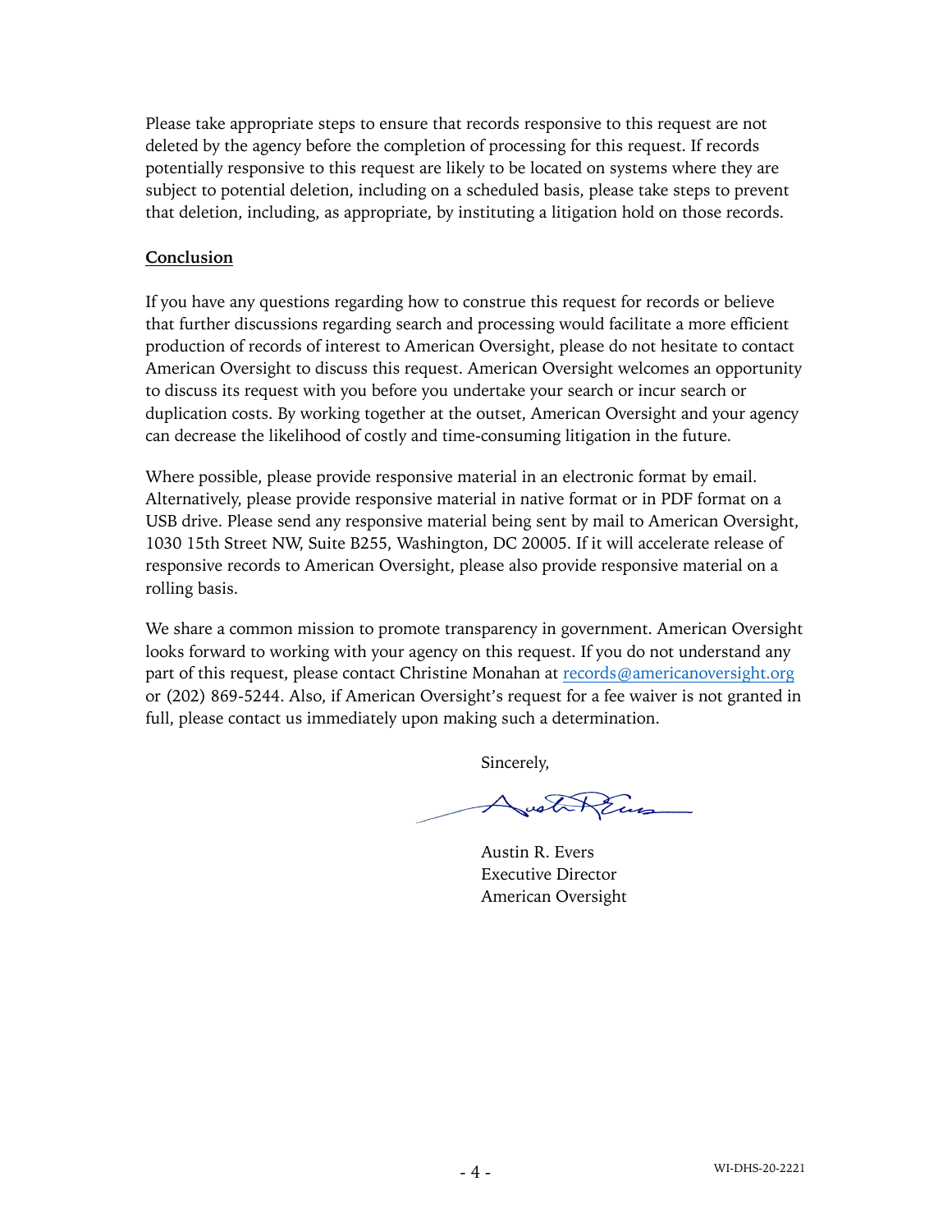Please take appropriate steps to ensure that records responsive to this request are not deleted by the agency before the completion of processing for this request. If records potentially responsive to this request are likely to be located on systems where they are subject to potential deletion, including on a scheduled basis, please take steps to prevent that deletion, including, as appropriate, by instituting a litigation hold on those records.

## Conclusion

If you have any questions regarding how to construe this request for records or believe that further discussions regarding search and processing would facilitate a more efficient production of records of interest to American Oversight, please do not hesitate to contact American Oversight to discuss this request. American Oversight welcomes an opportunity to discuss its request with you before you undertake your search or incur search or duplication costs. By working together at the outset, American Oversight and your agency can decrease the likelihood of costly and time-consuming litigation in the future.

Where possible, please provide responsive material in an electronic format by email. Alternatively, please provide responsive material in native format or in PDF format on a USB drive. Please send any responsive material being sent by mail to American Oversight, 1030 15th Street NW, Suite B255, Washington, DC 20005. If it will accelerate release of responsive records to American Oversight, please also provide responsive material on a rolling basis.

We share a common mission to promote transparency in government. American Oversight looks forward to working with your agency on this request. If you do not understand any part of this request, please contact Christine Monahan at records@americanoversight.org or (202) 869-5244. Also, if American Oversight's request for a fee waiver is not granted in full, please contact us immediately upon making such a determination.

Sincerely,

Austin R. Evers
Executive Director
American Oversight

WI-DHS-20-2221